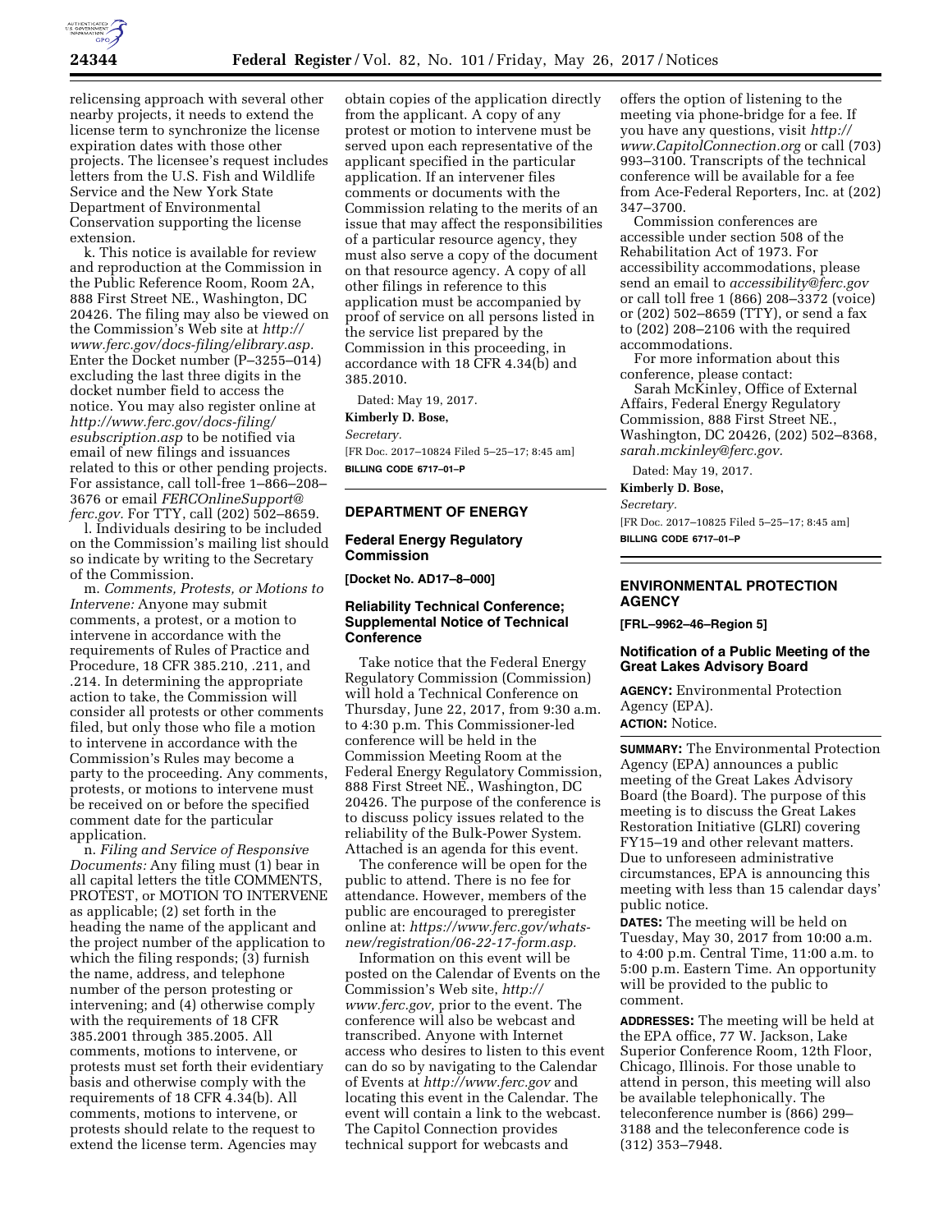relicensing approach with several other nearby projects, it needs to extend the license term to synchronize the license expiration dates with those other projects. The licensee's request includes letters from the U.S. Fish and Wildlife Service and the New York State Department of Environmental Conservation supporting the license extension.

k. This notice is available for review and reproduction at the Commission in the Public Reference Room, Room 2A, 888 First Street NE., Washington, DC 20426. The filing may also be viewed on the Commission's Web site at *http://www.ferc.gov/docs-filing/elibrary.asp.* Enter the Docket number (P–3255–014) excluding the last three digits in the docket number field to access the notice. You may also register online at *http://www.ferc.gov/docs-filing/esubscription.asp* to be notified via email of new filings and issuances related to this or other pending projects. For assistance, call toll-free 1–866–208–3676 or email *FERCOnlineSupport@ferc.gov.* For TTY, call (202) 502–8659.

l. Individuals desiring to be included on the Commission's mailing list should so indicate by writing to the Secretary of the Commission.

m. *Comments, Protests, or Motions to Intervene:* Anyone may submit comments, a protest, or a motion to intervene in accordance with the requirements of Rules of Practice and Procedure, 18 CFR 385.210, .211, and .214. In determining the appropriate action to take, the Commission will consider all protests or other comments filed, but only those who file a motion to intervene in accordance with the Commission's Rules may become a party to the proceeding. Any comments, protests, or motions to intervene must be received on or before the specified comment date for the particular application.

n. *Filing and Service of Responsive Documents:* Any filing must (1) bear in all capital letters the title COMMENTS, PROTEST, or MOTION TO INTERVENE as applicable; (2) set forth in the heading the name of the applicant and the project number of the application to which the filing responds; (3) furnish the name, address, and telephone number of the person protesting or intervening; and (4) otherwise comply with the requirements of 18 CFR 385.2001 through 385.2005. All comments, motions to intervene, or protests must set forth their evidentiary basis and otherwise comply with the requirements of 18 CFR 4.34(b). All comments, motions to intervene, or protests should relate to the request to extend the license term. Agencies may obtain copies of the application directly from the applicant. A copy of any protest or motion to intervene must be served upon each representative of the applicant specified in the particular application. If an intervener files comments or documents with the Commission relating to the merits of an issue that may affect the responsibilities of a particular resource agency, they must also serve a copy of the document on that resource agency. A copy of all other filings in reference to this application must be accompanied by proof of service on all persons listed in the service list prepared by the Commission in this proceeding, in accordance with 18 CFR 4.34(b) and 385.2010.

Dated: May 19, 2017.

**Kimberly D. Bose,**

*Secretary.*

[FR Doc. 2017–10824 Filed 5–25–17; 8:45 am]

**BILLING CODE 6717–01–P**

## DEPARTMENT OF ENERGY

### Federal Energy Regulatory Commission

**[Docket No. AD17–8–000]**

### Reliability Technical Conference; Supplemental Notice of Technical Conference

Take notice that the Federal Energy Regulatory Commission (Commission) will hold a Technical Conference on Thursday, June 22, 2017, from 9:30 a.m. to 4:30 p.m. This Commissioner-led conference will be held in the Commission Meeting Room at the Federal Energy Regulatory Commission, 888 First Street NE., Washington, DC 20426. The purpose of the conference is to discuss policy issues related to the reliability of the Bulk-Power System. Attached is an agenda for this event.

The conference will be open for the public to attend. There is no fee for attendance. However, members of the public are encouraged to preregister online at: *https://www.ferc.gov/whats-new/registration/06-22-17-form.asp.*

Information on this event will be posted on the Calendar of Events on the Commission's Web site, *http://www.ferc.gov,* prior to the event. The conference will also be webcast and transcribed. Anyone with Internet access who desires to listen to this event can do so by navigating to the Calendar of Events at *http://www.ferc.gov* and locating this event in the Calendar. The event will contain a link to the webcast. The Capitol Connection provides technical support for webcasts and offers the option of listening to the meeting via phone-bridge for a fee. If you have any questions, visit *http://www.CapitolConnection.org* or call (703) 993–3100. Transcripts of the technical conference will be available for a fee from Ace-Federal Reporters, Inc. at (202) 347–3700.

Commission conferences are accessible under section 508 of the Rehabilitation Act of 1973. For accessibility accommodations, please send an email to *accessibility@ferc.gov* or call toll free 1 (866) 208–3372 (voice) or (202) 502–8659 (TTY), or send a fax to (202) 208–2106 with the required accommodations.

For more information about this conference, please contact:

Sarah McKinley, Office of External Affairs, Federal Energy Regulatory Commission, 888 First Street NE., Washington, DC 20426, (202) 502–8368, *sarah.mckinley@ferc.gov.*

Dated: May 19, 2017.

**Kimberly D. Bose,**

*Secretary.*

[FR Doc. 2017–10825 Filed 5–25–17; 8:45 am]

**BILLING CODE 6717–01–P**

## ENVIRONMENTAL PROTECTION AGENCY

**[FRL–9962–46–Region 5]**

### Notification of a Public Meeting of the Great Lakes Advisory Board

**AGENCY:** Environmental Protection Agency (EPA).

**ACTION:** Notice.

**SUMMARY:** The Environmental Protection Agency (EPA) announces a public meeting of the Great Lakes Advisory Board (the Board). The purpose of this meeting is to discuss the Great Lakes Restoration Initiative (GLRI) covering FY15–19 and other relevant matters. Due to unforeseen administrative circumstances, EPA is announcing this meeting with less than 15 calendar days' public notice.

**DATES:** The meeting will be held on Tuesday, May 30, 2017 from 10:00 a.m. to 4:00 p.m. Central Time, 11:00 a.m. to 5:00 p.m. Eastern Time. An opportunity will be provided to the public to comment.

**ADDRESSES:** The meeting will be held at the EPA office, 77 W. Jackson, Lake Superior Conference Room, 12th Floor, Chicago, Illinois. For those unable to attend in person, this meeting will also be available telephonically. The teleconference number is (866) 299–3188 and the teleconference code is (312) 353–7948.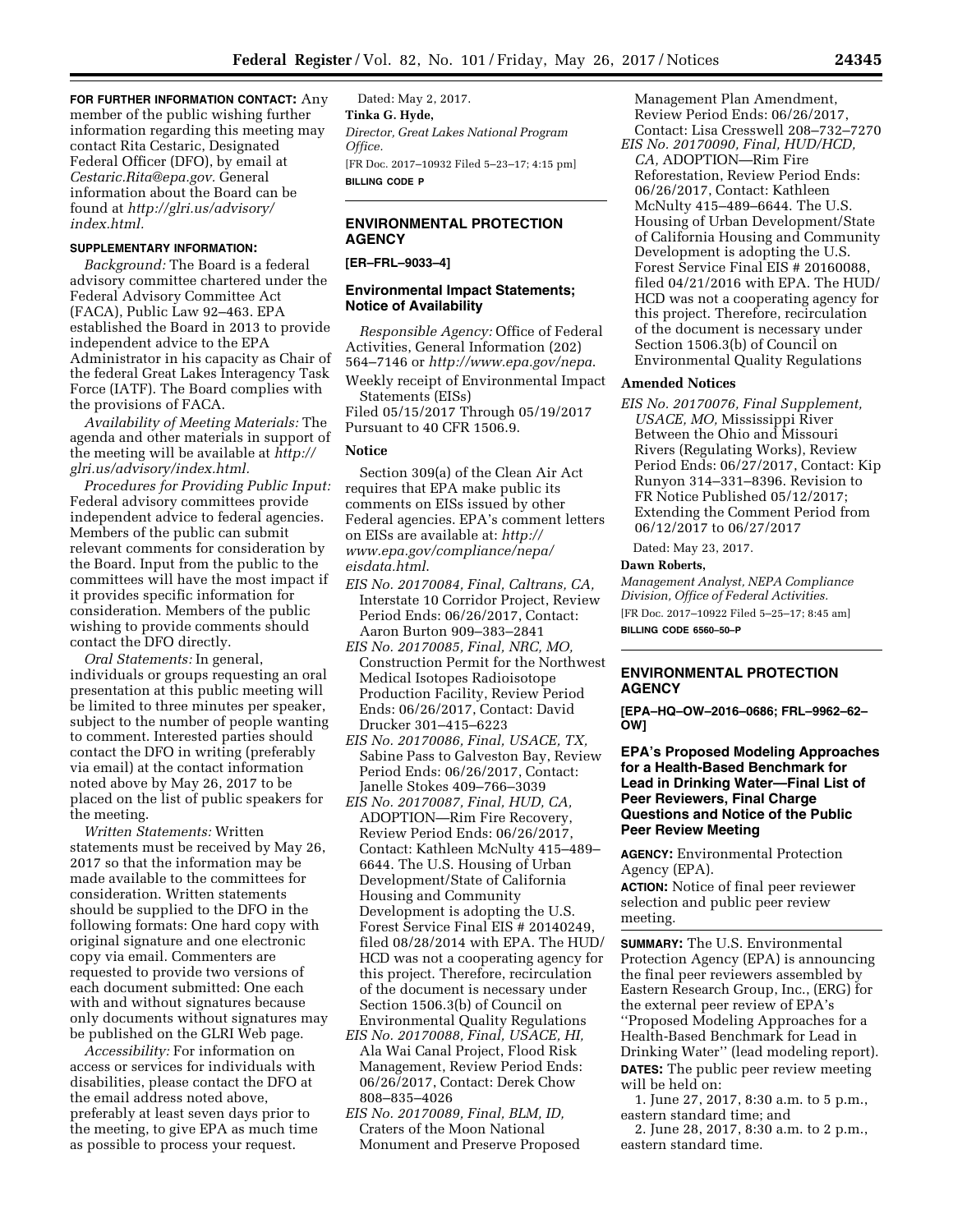**FOR FURTHER INFORMATION CONTACT:** Any member of the public wishing further information regarding this meeting may contact Rita Cestaric, Designated Federal Officer (DFO), by email at *Cestaric.Rita@epa.gov.* General information about the Board can be found at *http://glri.us/advisory/index.html.*

**SUPPLEMENTARY INFORMATION:**

*Background:* The Board is a federal advisory committee chartered under the Federal Advisory Committee Act (FACA), Public Law 92–463. EPA established the Board in 2013 to provide independent advice to the EPA Administrator in his capacity as Chair of the federal Great Lakes Interagency Task Force (IATF). The Board complies with the provisions of FACA.

*Availability of Meeting Materials:* The agenda and other materials in support of the meeting will be available at *http://glri.us/advisory/index.html.*

*Procedures for Providing Public Input:* Federal advisory committees provide independent advice to federal agencies. Members of the public can submit relevant comments for consideration by the Board. Input from the public to the committees will have the most impact if it provides specific information for consideration. Members of the public wishing to provide comments should contact the DFO directly.

*Oral Statements:* In general, individuals or groups requesting an oral presentation at this public meeting will be limited to three minutes per speaker, subject to the number of people wanting to comment. Interested parties should contact the DFO in writing (preferably via email) at the contact information noted above by May 26, 2017 to be placed on the list of public speakers for the meeting.

*Written Statements:* Written statements must be received by May 26, 2017 so that the information may be made available to the committees for consideration. Written statements should be supplied to the DFO in the following formats: One hard copy with original signature and one electronic copy via email. Commenters are requested to provide two versions of each document submitted: One each with and without signatures because only documents without signatures may be published on the GLRI Web page.

*Accessibility:* For information on access or services for individuals with disabilities, please contact the DFO at the email address noted above, preferably at least seven days prior to the meeting, to give EPA as much time as possible to process your request.

Dated: May 2, 2017.

**Tinka G. Hyde,**

*Director, Great Lakes National Program Office.*

[FR Doc. 2017–10932 Filed 5–23–17; 4:15 pm]

**BILLING CODE P**

## ENVIRONMENTAL PROTECTION AGENCY

**[ER–FRL–9033–4]**

### Environmental Impact Statements; Notice of Availability

*Responsible Agency:* Office of Federal Activities, General Information (202) 564–7146 or *http://www.epa.gov/nepa.*

Weekly receipt of Environmental Impact Statements (EISs)

Filed 05/15/2017 Through 05/19/2017 Pursuant to 40 CFR 1506.9.

**Notice**

Section 309(a) of the Clean Air Act requires that EPA make public its comments on EISs issued by other Federal agencies. EPA's comment letters on EISs are available at: *http://www.epa.gov/compliance/nepa/eisdata.html.*

*EIS No. 20170084, Final, Caltrans, CA,* Interstate 10 Corridor Project, Review Period Ends: 06/26/2017, Contact: Aaron Burton 909–383–2841

*EIS No. 20170085, Final, NRC, MO,* Construction Permit for the Northwest Medical Isotopes Radioisotope Production Facility, Review Period Ends: 06/26/2017, Contact: David Drucker 301–415–6223

*EIS No. 20170086, Final, USACE, TX,* Sabine Pass to Galveston Bay, Review Period Ends: 06/26/2017, Contact: Janelle Stokes 409–766–3039

*EIS No. 20170087, Final, HUD, CA,* ADOPTION—Rim Fire Recovery, Review Period Ends: 06/26/2017, Contact: Kathleen McNulty 415–489–6644. The U.S. Housing of Urban Development/State of California Housing and Community Development is adopting the U.S. Forest Service Final EIS # 20140249, filed 08/28/2014 with EPA. The HUD/HCD was not a cooperating agency for this project. Therefore, recirculation of the document is necessary under Section 1506.3(b) of Council on Environmental Quality Regulations

*EIS No. 20170088, Final, USACE, HI,* Ala Wai Canal Project, Flood Risk Management, Review Period Ends: 06/26/2017, Contact: Derek Chow 808–835–4026

*EIS No. 20170089, Final, BLM, ID,* Craters of the Moon National Monument and Preserve Proposed Management Plan Amendment, Review Period Ends: 06/26/2017, Contact: Lisa Cresswell 208–732–7270

*EIS No. 20170090, Final, HUD/HCD, CA,* ADOPTION—Rim Fire Reforestation, Review Period Ends: 06/26/2017, Contact: Kathleen McNulty 415–489–6644. The U.S. Housing of Urban Development/State of California Housing and Community Development is adopting the U.S. Forest Service Final EIS # 20160088, filed 04/21/2016 with EPA. The HUD/HCD was not a cooperating agency for this project. Therefore, recirculation of the document is necessary under Section 1506.3(b) of Council on Environmental Quality Regulations

**Amended Notices**

*EIS No. 20170076, Final Supplement, USACE, MO,* Mississippi River Between the Ohio and Missouri Rivers (Regulating Works), Review Period Ends: 06/27/2017, Contact: Kip Runyon 314–331–8396. Revision to FR Notice Published 05/12/2017; Extending the Comment Period from 06/12/2017 to 06/27/2017

Dated: May 23, 2017.

**Dawn Roberts,**

*Management Analyst, NEPA Compliance Division, Office of Federal Activities.*

[FR Doc. 2017–10922 Filed 5–25–17; 8:45 am]

**BILLING CODE 6560–50–P**

## ENVIRONMENTAL PROTECTION AGENCY

**[EPA–HQ–OW–2016–0686; FRL–9962–62–OW]**

### EPA's Proposed Modeling Approaches for a Health-Based Benchmark for Lead in Drinking Water—Final List of Peer Reviewers, Final Charge Questions and Notice of the Public Peer Review Meeting

**AGENCY:** Environmental Protection Agency (EPA).

**ACTION:** Notice of final peer reviewer selection and public peer review meeting.

**SUMMARY:** The U.S. Environmental Protection Agency (EPA) is announcing the final peer reviewers assembled by Eastern Research Group, Inc., (ERG) for the external peer review of EPA's ''Proposed Modeling Approaches for a Health-Based Benchmark for Lead in Drinking Water'' (lead modeling report).

**DATES:** The public peer review meeting will be held on:

1. June 27, 2017, 8:30 a.m. to 5 p.m., eastern standard time; and

2. June 28, 2017, 8:30 a.m. to 2 p.m., eastern standard time.